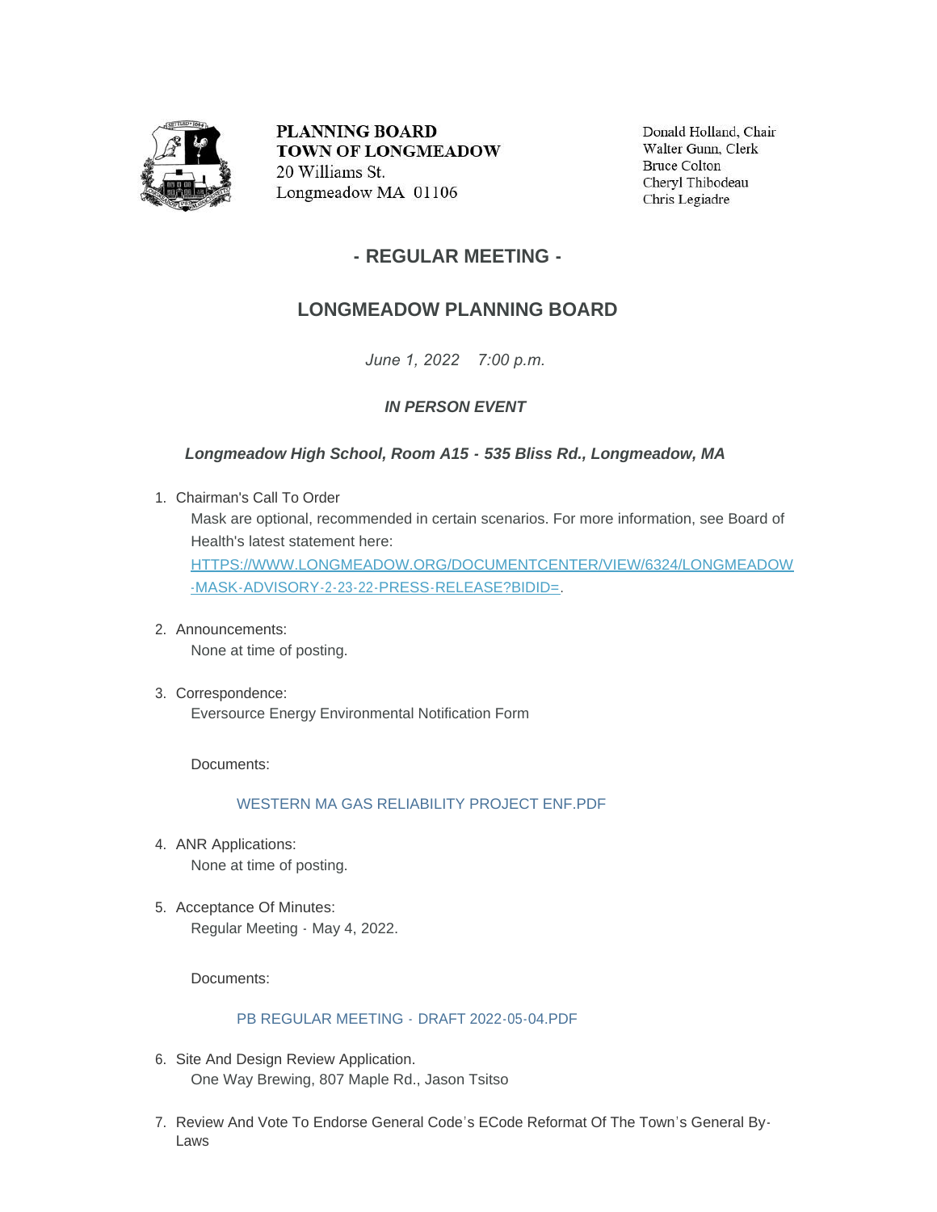**PLANNING BOARD**
**TOWN OF LONGMEADOW**
20 Williams St.
Longmeadow MA 01106

Donald Holland, Chair
Walter Gunn, Clerk
Bruce Colton
Cheryl Thibodeau
Chris Legiadre

## - REGULAR MEETING -

## LONGMEADOW PLANNING BOARD

*June 1, 2022 7:00 p.m.*

***IN PERSON EVENT***

***Longmeadow High School, Room A15 - 535 Bliss Rd., Longmeadow, MA***

1. Chairman's Call To Order
   Mask are optional, recommended in certain scenarios. For more information, see Board of Health's latest statement here: [HTTPS://WWW.LONGMEADOW.ORG/DOCUMENTCENTER/VIEW/6324/LONGMEADOW-MASK-ADVISORY-2-23-22-PRESS-RELEASE?BIDID=](HTTPS://WWW.LONGMEADOW.ORG/DOCUMENTCENTER/VIEW/6324/LONGMEADOW-MASK-ADVISORY-2-23-22-PRESS-RELEASE?BIDID=).

2. Announcements:
   None at time of posting.

3. Correspondence:
   Eversource Energy Environmental Notification Form

   Documents:

   WESTERN MA GAS RELIABILITY PROJECT ENF.PDF

4. ANR Applications:
   None at time of posting.

5. Acceptance Of Minutes:
   Regular Meeting - May 4, 2022.

   Documents:

   PB REGULAR MEETING - DRAFT 2022-05-04.PDF

6. Site And Design Review Application.
   One Way Brewing, 807 Maple Rd., Jason Tsitso

7. Review And Vote To Endorse General Code's ECode Reformat Of The Town's General By-Laws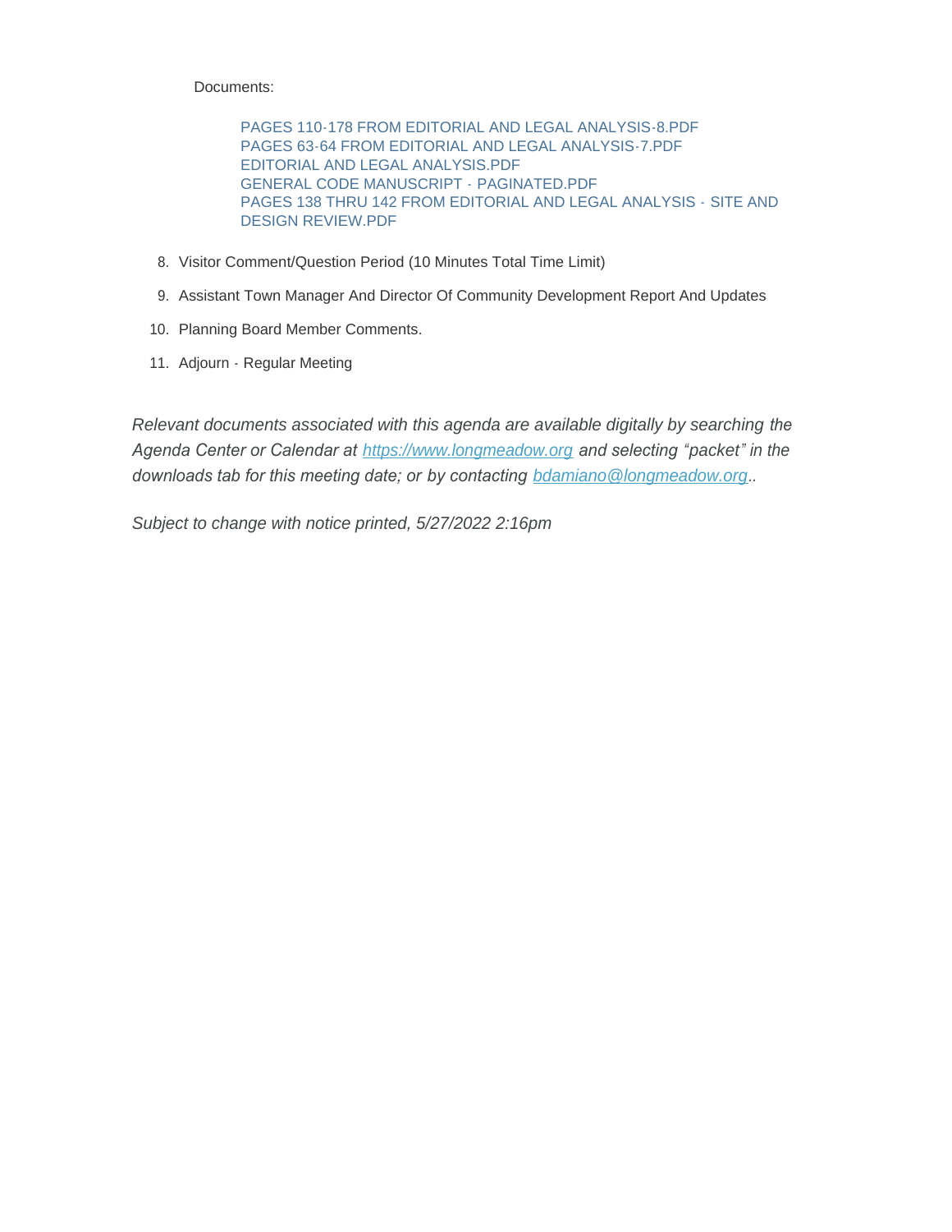Documents:

- PAGES 110-178 FROM EDITORIAL AND LEGAL ANALYSIS-8.PDF
- PAGES 63-64 FROM EDITORIAL AND LEGAL ANALYSIS-7.PDF
- EDITORIAL AND LEGAL ANALYSIS.PDF
- GENERAL CODE MANUSCRIPT - PAGINATED.PDF
- PAGES 138 THRU 142 FROM EDITORIAL AND LEGAL ANALYSIS - SITE AND DESIGN REVIEW.PDF

8. Visitor Comment/Question Period (10 Minutes Total Time Limit)
9. Assistant Town Manager And Director Of Community Development Report And Updates
10. Planning Board Member Comments.
11. Adjourn - Regular Meeting

*Relevant documents associated with this agenda are available digitally by searching the Agenda Center or Calendar at [https://www.longmeadow.org](https://www.longmeadow.org) and selecting "packet" in the downloads tab for this meeting date; or by contacting [bdamiano@longmeadow.org](mailto:bdamiano@longmeadow.org)..*

*Subject to change with notice printed, 5/27/2022 2:16pm*